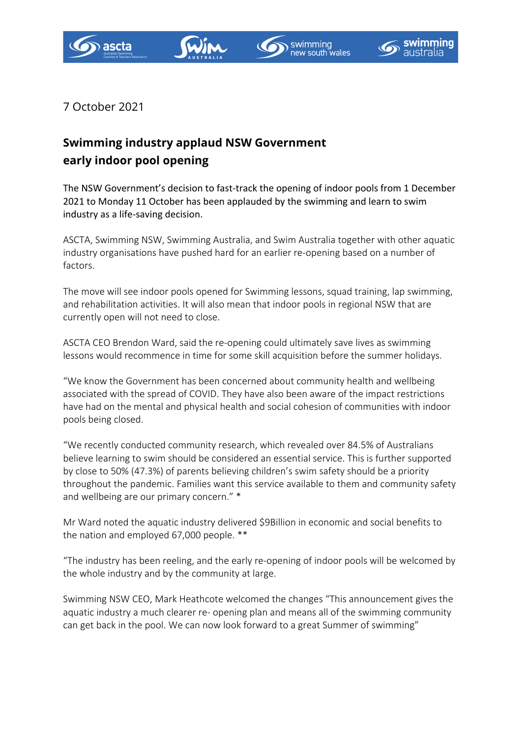7 October 2021

# Swimming industry applaud NSW Government early indoor pool opening

**The NSW Government's decision to fast-track the opening of indoor pools from 1 December 2021 to Monday 11 October has been applauded by the swimming and learn to swim industry as a life-saving decision.**

ASCTA, Swimming NSW, Swimming Australia, and Swim Australia together with other aquatic industry organisations have pushed hard for an earlier re-opening based on a number of factors.

The move will see indoor pools opened for Swimming lessons, squad training, lap swimming, and rehabilitation activities. It will also mean that indoor pools in regional NSW that are currently open will not need to close.

ASCTA CEO Brendon Ward, said the re-opening could ultimately save lives as swimming lessons would recommence in time for some skill acquisition before the summer holidays.

"We know the Government has been concerned about community health and wellbeing associated with the spread of COVID. They have also been aware of the impact restrictions have had on the mental and physical health and social cohesion of communities with indoor pools being closed.

"We recently conducted community research, which revealed over 84.5% of Australians believe learning to swim should be considered an essential service. This is further supported by close to 50% (47.3%) of parents believing children's swim safety should be a priority throughout the pandemic. Families want this service available to them and community safety and wellbeing are our primary concern." *

Mr Ward noted the aquatic industry delivered $9Billion in economic and social benefits to the nation and employed 67,000 people. **

"The industry has been reeling, and the early re-opening of indoor pools will be welcomed by the whole industry and by the community at large.

Swimming NSW CEO, Mark Heathcote welcomed the changes "This announcement gives the aquatic industry a much clearer re- opening plan and means all of the swimming community can get back in the pool. We can now look forward to a great Summer of swimming"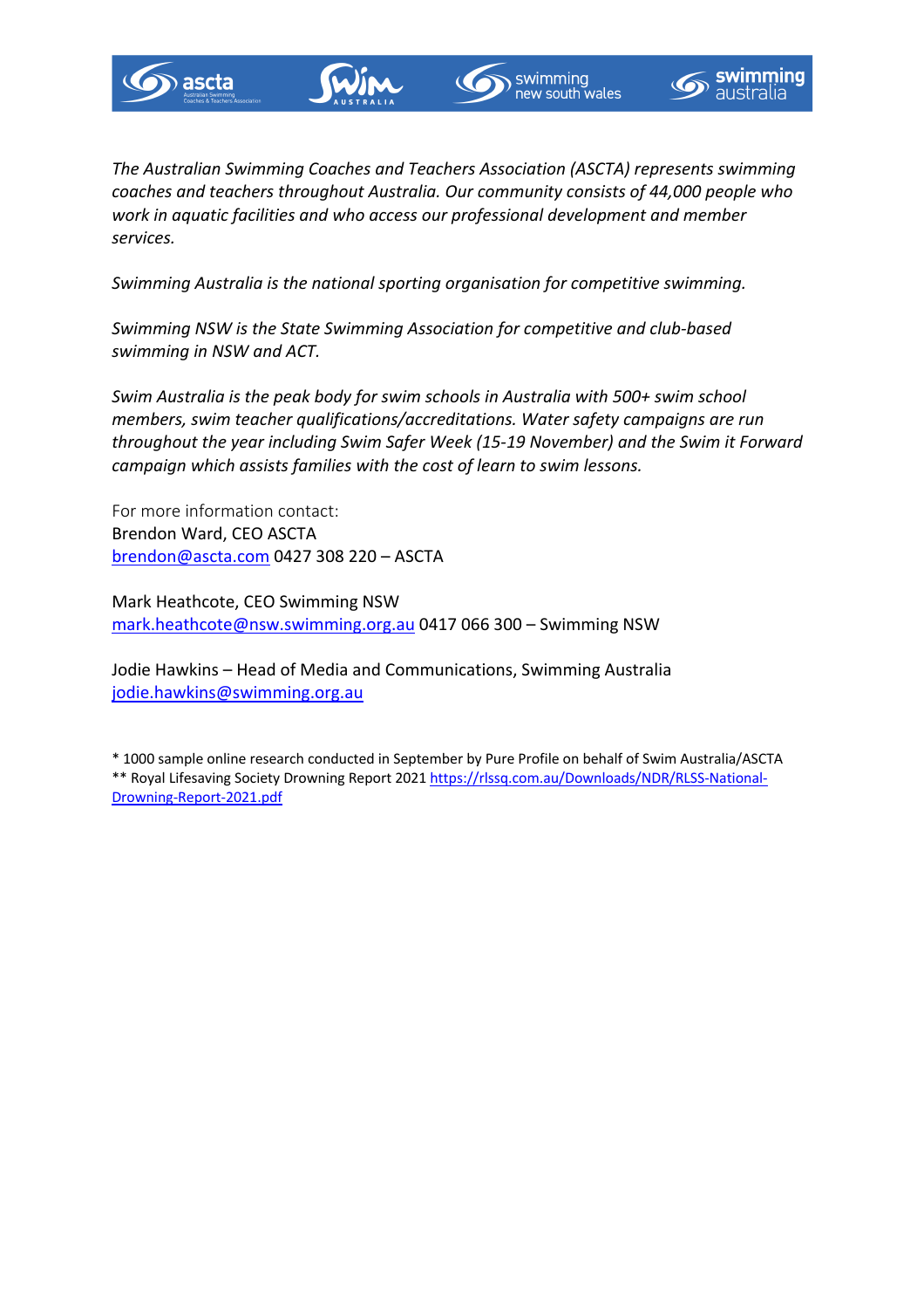*The Australian Swimming Coaches and Teachers Association (ASCTA) represents swimming coaches and teachers throughout Australia. Our community consists of 44,000 people who work in aquatic facilities and who access our professional development and member services.*

*Swimming Australia is the national sporting organisation for competitive swimming.*

*Swimming NSW is the State Swimming Association for competitive and club-based swimming in NSW and ACT.*

*Swim Australia is the peak body for swim schools in Australia with 500+ swim school members, swim teacher qualifications/accreditations. Water safety campaigns are run throughout the year including Swim Safer Week (15-19 November) and the Swim it Forward campaign which assists families with the cost of learn to swim lessons.*

For more information contact:
Brendon Ward, CEO ASCTA
brendon@ascta.com 0427 308 220 – ASCTA

Mark Heathcote, CEO Swimming NSW
mark.heathcote@nsw.swimming.org.au 0417 066 300 – Swimming NSW

Jodie Hawkins – Head of Media and Communications, Swimming Australia
jodie.hawkins@swimming.org.au

* 1000 sample online research conducted in September by Pure Profile on behalf of Swim Australia/ASCTA
** Royal Lifesaving Society Drowning Report 2021 https://rlssq.com.au/Downloads/NDR/RLSS-National-Drowning-Report-2021.pdf